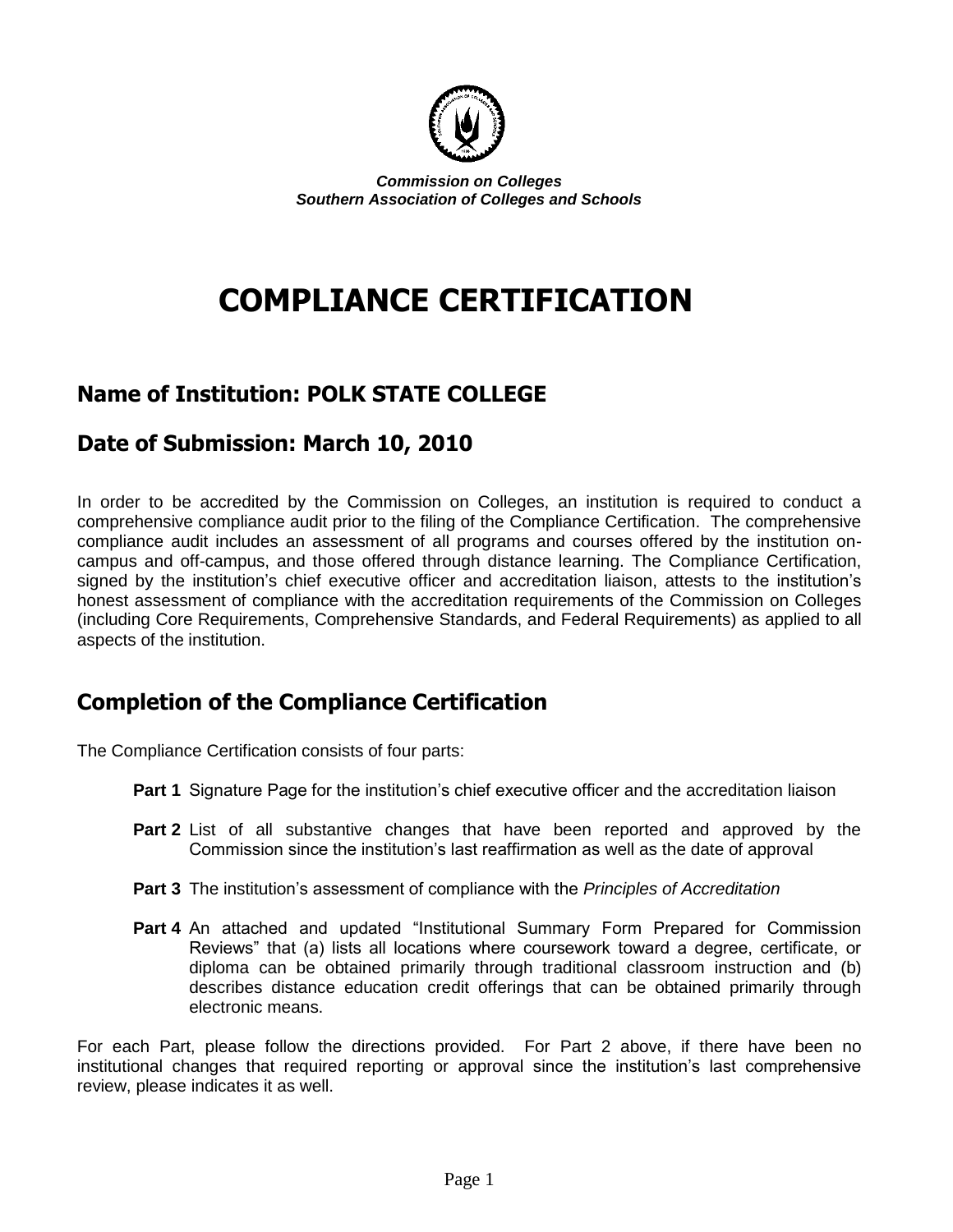***Commission on Colleges***
***Southern Association of Colleges and Schools***

# COMPLIANCE CERTIFICATION

## Name of Institution: POLK STATE COLLEGE

## Date of Submission: March 10, 2010

In order to be accredited by the Commission on Colleges, an institution is required to conduct a comprehensive compliance audit prior to the filing of the Compliance Certification. The comprehensive compliance audit includes an assessment of all programs and courses offered by the institution on-campus and off-campus, and those offered through distance learning. The Compliance Certification, signed by the institution's chief executive officer and accreditation liaison, attests to the institution's honest assessment of compliance with the accreditation requirements of the Commission on Colleges (including Core Requirements, Comprehensive Standards, and Federal Requirements) as applied to all aspects of the institution.

## Completion of the Compliance Certification

The Compliance Certification consists of four parts:

- **Part 1** Signature Page for the institution's chief executive officer and the accreditation liaison
- **Part 2** List of all substantive changes that have been reported and approved by the Commission since the institution's last reaffirmation as well as the date of approval
- **Part 3** The institution's assessment of compliance with the *Principles of Accreditation*
- **Part 4** An attached and updated "Institutional Summary Form Prepared for Commission Reviews" that (a) lists all locations where coursework toward a degree, certificate, or diploma can be obtained primarily through traditional classroom instruction and (b) describes distance education credit offerings that can be obtained primarily through electronic means.

For each Part, please follow the directions provided. For Part 2 above, if there have been no institutional changes that required reporting or approval since the institution's last comprehensive review, please indicates it as well.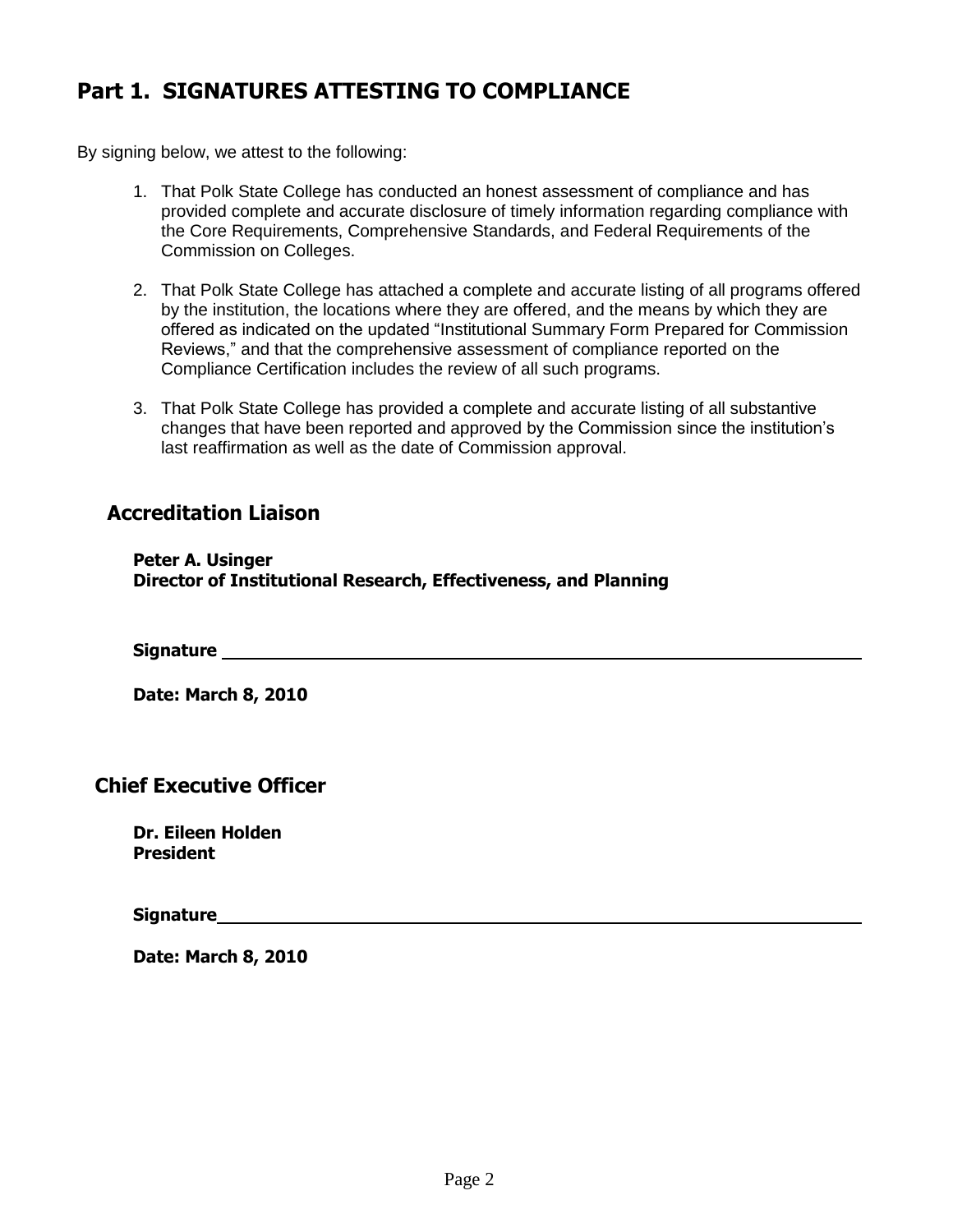## Part 1. SIGNATURES ATTESTING TO COMPLIANCE

By signing below, we attest to the following:

1. That Polk State College has conducted an honest assessment of compliance and has provided complete and accurate disclosure of timely information regarding compliance with the Core Requirements, Comprehensive Standards, and Federal Requirements of the Commission on Colleges.

2. That Polk State College has attached a complete and accurate listing of all programs offered by the institution, the locations where they are offered, and the means by which they are offered as indicated on the updated "Institutional Summary Form Prepared for Commission Reviews," and that the comprehensive assessment of compliance reported on the Compliance Certification includes the review of all such programs.

3. That Polk State College has provided a complete and accurate listing of all substantive changes that have been reported and approved by the Commission since the institution's last reaffirmation as well as the date of Commission approval.

### Accreditation Liaison

**Peter A. Usinger**
**Director of Institutional Research, Effectiveness, and Planning**

**Signature** ______________________________________________

**Date: March 8, 2010**

### Chief Executive Officer

**Dr. Eileen Holden**
**President**

**Signature**______________________________________________

**Date: March 8, 2010**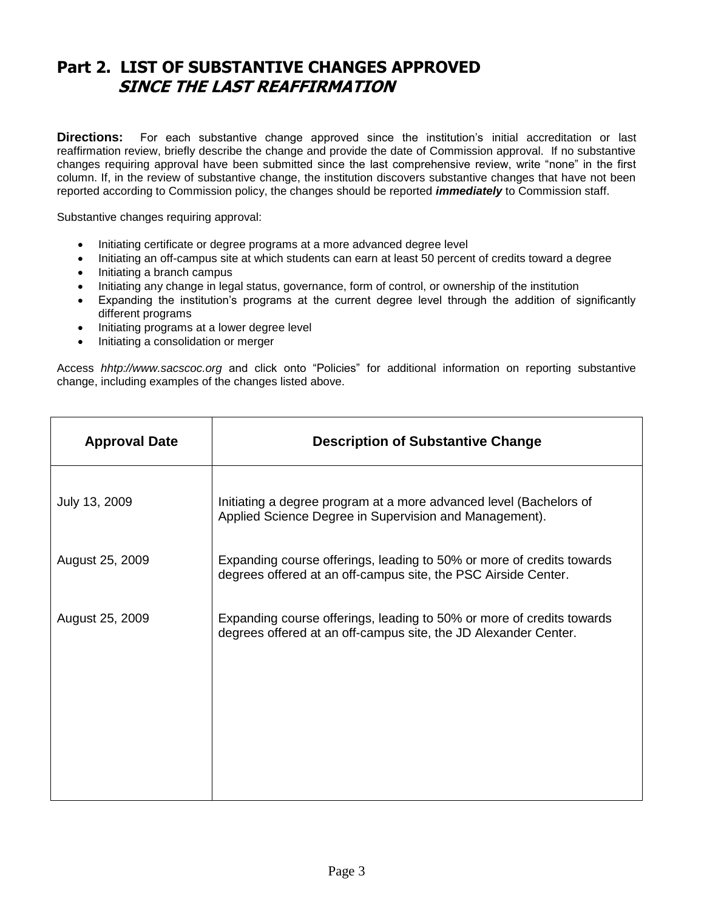## Part 2. LIST OF SUBSTANTIVE CHANGES APPROVED *SINCE THE LAST REAFFIRMATION*

**Directions:** For each substantive change approved since the institution's initial accreditation or last reaffirmation review, briefly describe the change and provide the date of Commission approval. If no substantive changes requiring approval have been submitted since the last comprehensive review, write "none" in the first column. If, in the review of substantive change, the institution discovers substantive changes that have not been reported according to Commission policy, the changes should be reported ***immediately*** to Commission staff.

Substantive changes requiring approval:

- Initiating certificate or degree programs at a more advanced degree level
- Initiating an off-campus site at which students can earn at least 50 percent of credits toward a degree
- Initiating a branch campus
- Initiating any change in legal status, governance, form of control, or ownership of the institution
- Expanding the institution's programs at the current degree level through the addition of significantly different programs
- Initiating programs at a lower degree level
- Initiating a consolidation or merger

Access *hhtp://www.sacscoc.org* and click onto "Policies" for additional information on reporting substantive change, including examples of the changes listed above.

| Approval Date | Description of Substantive Change |
|---|---|
| July 13, 2009 | Initiating a degree program at a more advanced level (Bachelors of Applied Science Degree in Supervision and Management). |
| August 25, 2009 | Expanding course offerings, leading to 50% or more of credits towards degrees offered at an off-campus site, the PSC Airside Center. |
| August 25, 2009 | Expanding course offerings, leading to 50% or more of credits towards degrees offered at an off-campus site, the JD Alexander Center. |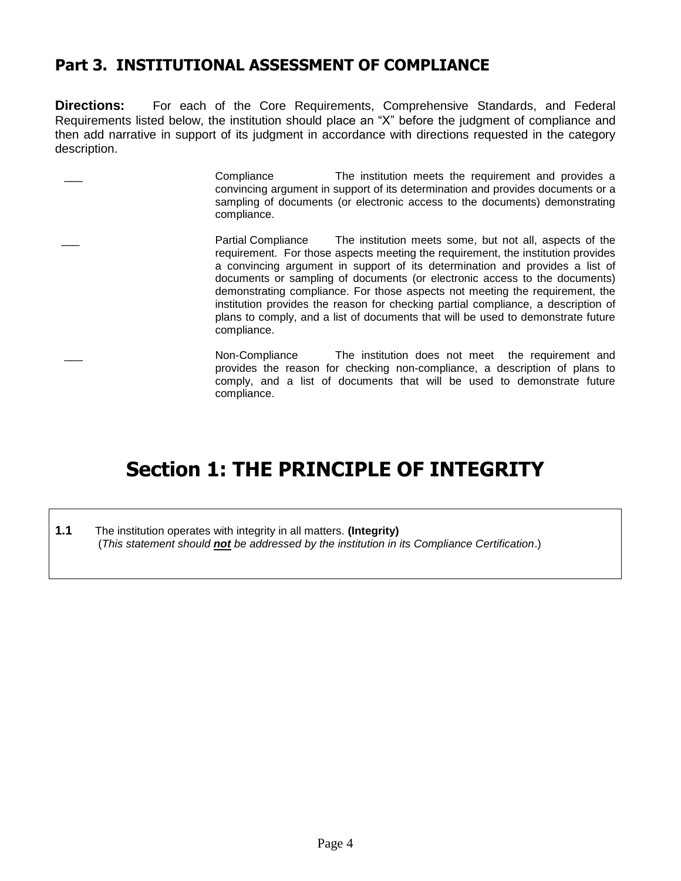## Part 3. INSTITUTIONAL ASSESSMENT OF COMPLIANCE

**Directions:** For each of the Core Requirements, Comprehensive Standards, and Federal Requirements listed below, the institution should place an "X" before the judgment of compliance and then add narrative in support of its judgment in accordance with directions requested in the category description.

\_\_\_ Compliance — The institution meets the requirement and provides a convincing argument in support of its determination and provides documents or a sampling of documents (or electronic access to the documents) demonstrating compliance.

\_\_\_ Partial Compliance — The institution meets some, but not all, aspects of the requirement. For those aspects meeting the requirement, the institution provides a convincing argument in support of its determination and provides a list of documents or sampling of documents (or electronic access to the documents) demonstrating compliance. For those aspects not meeting the requirement, the institution provides the reason for checking partial compliance, a description of plans to comply, and a list of documents that will be used to demonstrate future compliance.

\_\_\_ Non-Compliance — The institution does not meet the requirement and provides the reason for checking non-compliance, a description of plans to comply, and a list of documents that will be used to demonstrate future compliance.

# Section 1: THE PRINCIPLE OF INTEGRITY

**1.1** The institution operates with integrity in all matters. **(Integrity)**
(*This statement should* ***not*** *be addressed by the institution in its Compliance Certification*.)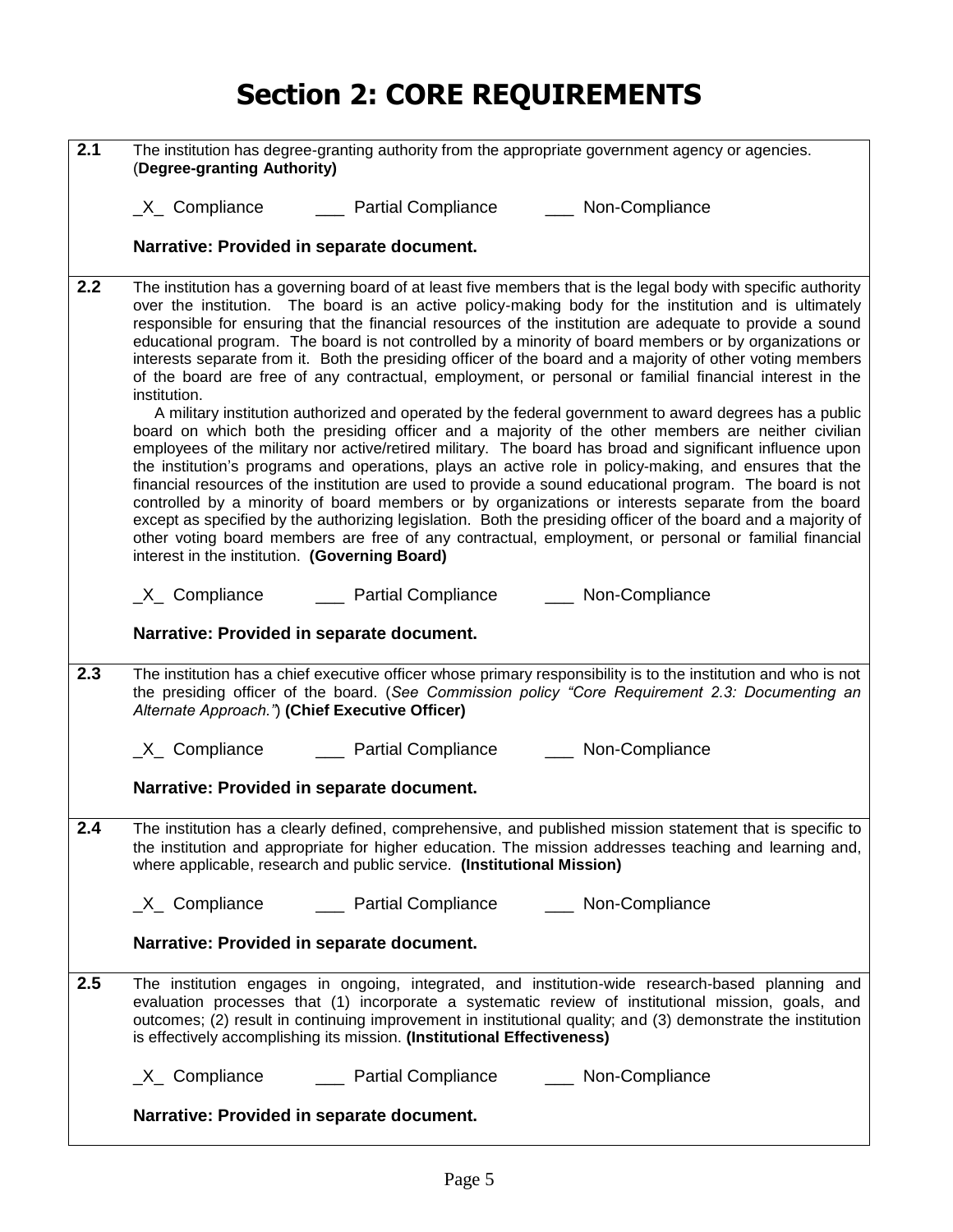# Section 2: CORE REQUIREMENTS

**2.1** The institution has degree-granting authority from the appropriate government agency or agencies. (**Degree-granting Authority)**

_X_ Compliance ___ Partial Compliance ___ Non-Compliance

**Narrative: Provided in separate document.**

**2.2** The institution has a governing board of at least five members that is the legal body with specific authority over the institution. The board is an active policy-making body for the institution and is ultimately responsible for ensuring that the financial resources of the institution are adequate to provide a sound educational program. The board is not controlled by a minority of board members or by organizations or interests separate from it. Both the presiding officer of the board and a majority of other voting members of the board are free of any contractual, employment, or personal or familial financial interest in the institution.

A military institution authorized and operated by the federal government to award degrees has a public board on which both the presiding officer and a majority of the other members are neither civilian employees of the military nor active/retired military. The board has broad and significant influence upon the institution's programs and operations, plays an active role in policy-making, and ensures that the financial resources of the institution are used to provide a sound educational program. The board is not controlled by a minority of board members or by organizations or interests separate from the board except as specified by the authorizing legislation. Both the presiding officer of the board and a majority of other voting board members are free of any contractual, employment, or personal or familial financial interest in the institution. **(Governing Board)**

_X_ Compliance ___ Partial Compliance ___ Non-Compliance

**Narrative: Provided in separate document.**

**2.3** The institution has a chief executive officer whose primary responsibility is to the institution and who is not the presiding officer of the board. (*See Commission policy "Core Requirement 2.3: Documenting an Alternate Approach."*) **(Chief Executive Officer)**

_X_ Compliance ___ Partial Compliance ___ Non-Compliance

**Narrative: Provided in separate document.**

**2.4** The institution has a clearly defined, comprehensive, and published mission statement that is specific to the institution and appropriate for higher education. The mission addresses teaching and learning and, where applicable, research and public service. **(Institutional Mission)**

_X_ Compliance ___ Partial Compliance ___ Non-Compliance

**Narrative: Provided in separate document.**

**2.5** The institution engages in ongoing, integrated, and institution-wide research-based planning and evaluation processes that (1) incorporate a systematic review of institutional mission, goals, and outcomes; (2) result in continuing improvement in institutional quality; and (3) demonstrate the institution is effectively accomplishing its mission. **(Institutional Effectiveness)**

_X_ Compliance ___ Partial Compliance ___ Non-Compliance

**Narrative: Provided in separate document.**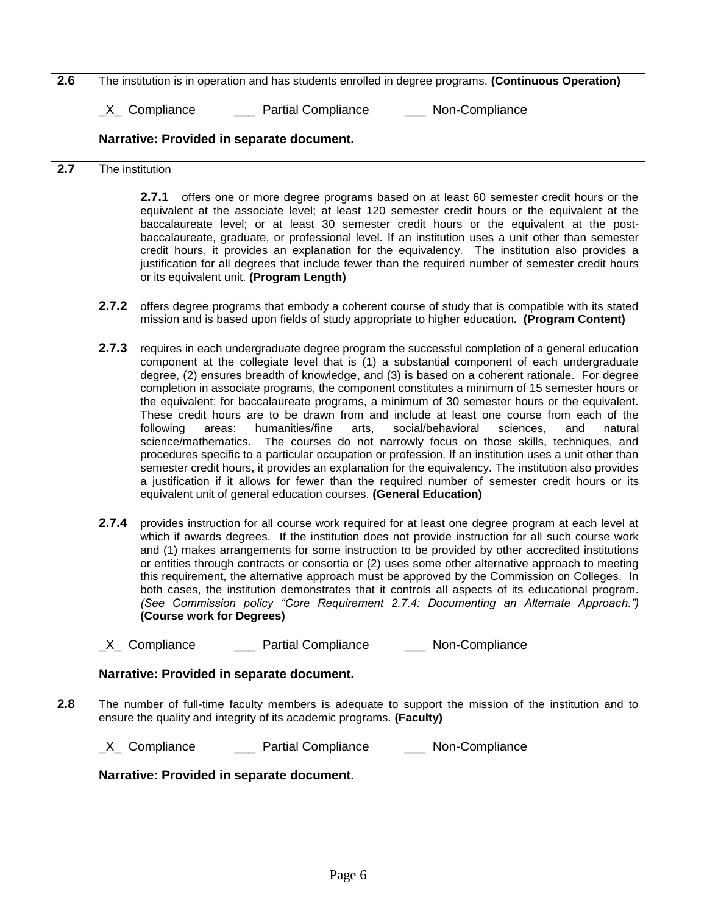**2.6** The institution is in operation and has students enrolled in degree programs. **(Continuous Operation)**

_X_ Compliance ___ Partial Compliance ___ Non-Compliance

**Narrative: Provided in separate document.**

---

**2.7** The institution

**2.7.1** offers one or more degree programs based on at least 60 semester credit hours or the equivalent at the associate level; at least 120 semester credit hours or the equivalent at the baccalaureate level; or at least 30 semester credit hours or the equivalent at the post-baccalaureate, graduate, or professional level. If an institution uses a unit other than semester credit hours, it provides an explanation for the equivalency. The institution also provides a justification for all degrees that include fewer than the required number of semester credit hours or its equivalent unit. **(Program Length)**

**2.7.2** offers degree programs that embody a coherent course of study that is compatible with its stated mission and is based upon fields of study appropriate to higher education**. (Program Content)**

**2.7.3** requires in each undergraduate degree program the successful completion of a general education component at the collegiate level that is (1) a substantial component of each undergraduate degree, (2) ensures breadth of knowledge, and (3) is based on a coherent rationale. For degree completion in associate programs, the component constitutes a minimum of 15 semester hours or the equivalent; for baccalaureate programs, a minimum of 30 semester hours or the equivalent. These credit hours are to be drawn from and include at least one course from each of the following areas: humanities/fine arts, social/behavioral sciences, and natural science/mathematics. The courses do not narrowly focus on those skills, techniques, and procedures specific to a particular occupation or profession. If an institution uses a unit other than semester credit hours, it provides an explanation for the equivalency. The institution also provides a justification if it allows for fewer than the required number of semester credit hours or its equivalent unit of general education courses. **(General Education)**

**2.7.4** provides instruction for all course work required for at least one degree program at each level at which if awards degrees. If the institution does not provide instruction for all such course work and (1) makes arrangements for some instruction to be provided by other accredited institutions or entities through contracts or consortia or (2) uses some other alternative approach to meeting this requirement, the alternative approach must be approved by the Commission on Colleges. In both cases, the institution demonstrates that it controls all aspects of its educational program. *(See Commission policy "Core Requirement 2.7.4: Documenting an Alternate Approach.")* **(Course work for Degrees)**

_X_ Compliance ___ Partial Compliance ___ Non-Compliance

**Narrative: Provided in separate document.**

---

**2.8** The number of full-time faculty members is adequate to support the mission of the institution and to ensure the quality and integrity of its academic programs. **(Faculty)**

_X_ Compliance ___ Partial Compliance ___ Non-Compliance

**Narrative: Provided in separate document.**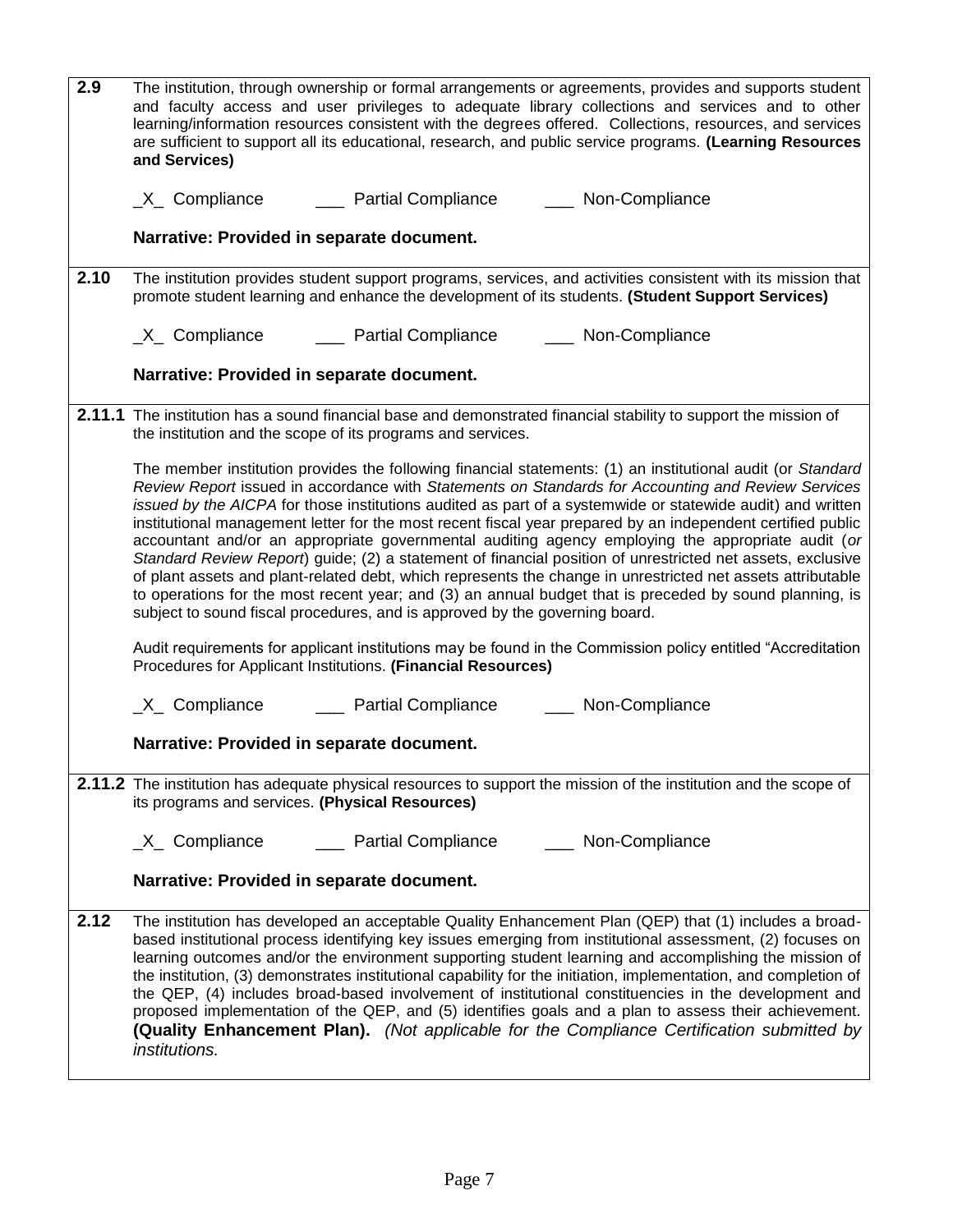**2.9** The institution, through ownership or formal arrangements or agreements, provides and supports student and faculty access and user privileges to adequate library collections and services and to other learning/information resources consistent with the degrees offered. Collections, resources, and services are sufficient to support all its educational, research, and public service programs. **(Learning Resources and Services)**

_X_ Compliance ___ Partial Compliance ___ Non-Compliance

**Narrative: Provided in separate document.**

---

**2.10** The institution provides student support programs, services, and activities consistent with its mission that promote student learning and enhance the development of its students. **(Student Support Services)**

_X_ Compliance ___ Partial Compliance ___ Non-Compliance

**Narrative: Provided in separate document.**

---

**2.11.1** The institution has a sound financial base and demonstrated financial stability to support the mission of the institution and the scope of its programs and services.

The member institution provides the following financial statements: (1) an institutional audit (or *Standard Review Report* issued in accordance with *Statements on Standards for Accounting and Review Services issued by the AICPA* for those institutions audited as part of a systemwide or statewide audit) and written institutional management letter for the most recent fiscal year prepared by an independent certified public accountant and/or an appropriate governmental auditing agency employing the appropriate audit (*or Standard Review Report*) guide; (2) a statement of financial position of unrestricted net assets, exclusive of plant assets and plant-related debt, which represents the change in unrestricted net assets attributable to operations for the most recent year; and (3) an annual budget that is preceded by sound planning, is subject to sound fiscal procedures, and is approved by the governing board.

Audit requirements for applicant institutions may be found in the Commission policy entitled "Accreditation Procedures for Applicant Institutions. **(Financial Resources)**

_X_ Compliance ___ Partial Compliance ___ Non-Compliance

**Narrative: Provided in separate document.**

---

**2.11.2** The institution has adequate physical resources to support the mission of the institution and the scope of its programs and services. **(Physical Resources)**

_X_ Compliance ___ Partial Compliance ___ Non-Compliance

**Narrative: Provided in separate document.**

---

**2.12** The institution has developed an acceptable Quality Enhancement Plan (QEP) that (1) includes a broad-based institutional process identifying key issues emerging from institutional assessment, (2) focuses on learning outcomes and/or the environment supporting student learning and accomplishing the mission of the institution, (3) demonstrates institutional capability for the initiation, implementation, and completion of the QEP, (4) includes broad-based involvement of institutional constituencies in the development and proposed implementation of the QEP, and (5) identifies goals and a plan to assess their achievement. **(Quality Enhancement Plan).** *(Not applicable for the Compliance Certification submitted by institutions.*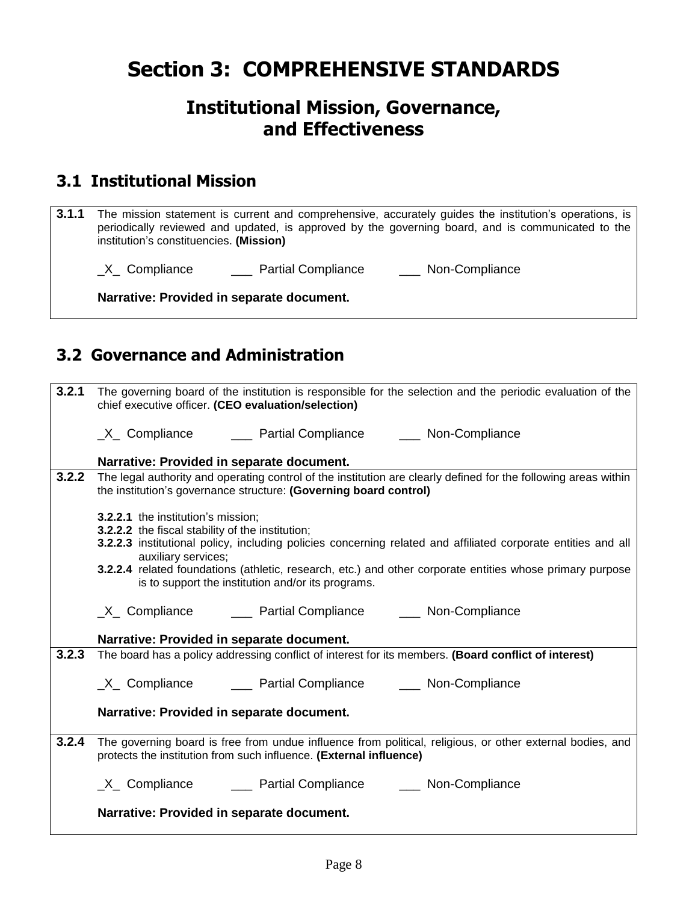# Section 3: COMPREHENSIVE STANDARDS

## Institutional Mission, Governance, and Effectiveness

### 3.1 Institutional Mission

**3.1.1** The mission statement is current and comprehensive, accurately guides the institution's operations, is periodically reviewed and updated, is approved by the governing board, and is communicated to the institution's constituencies. **(Mission)**

_X_ Compliance ___ Partial Compliance ___ Non-Compliance

**Narrative: Provided in separate document.**

### 3.2 Governance and Administration

**3.2.1** The governing board of the institution is responsible for the selection and the periodic evaluation of the chief executive officer. **(CEO evaluation/selection)**

_X_ Compliance ___ Partial Compliance ___ Non-Compliance

**Narrative: Provided in separate document.**

**3.2.2** The legal authority and operating control of the institution are clearly defined for the following areas within the institution's governance structure: **(Governing board control)**

- **3.2.2.1** the institution's mission;
- **3.2.2.2** the fiscal stability of the institution;
- **3.2.2.3** institutional policy, including policies concerning related and affiliated corporate entities and all auxiliary services;
- **3.2.2.4** related foundations (athletic, research, etc.) and other corporate entities whose primary purpose is to support the institution and/or its programs.

_X_ Compliance ___ Partial Compliance ___ Non-Compliance

**Narrative: Provided in separate document.**

**3.2.3** The board has a policy addressing conflict of interest for its members. **(Board conflict of interest)**

_X_ Compliance ___ Partial Compliance ___ Non-Compliance

**Narrative: Provided in separate document.**

**3.2.4** The governing board is free from undue influence from political, religious, or other external bodies, and protects the institution from such influence. **(External influence)**

_X_ Compliance ___ Partial Compliance ___ Non-Compliance

**Narrative: Provided in separate document.**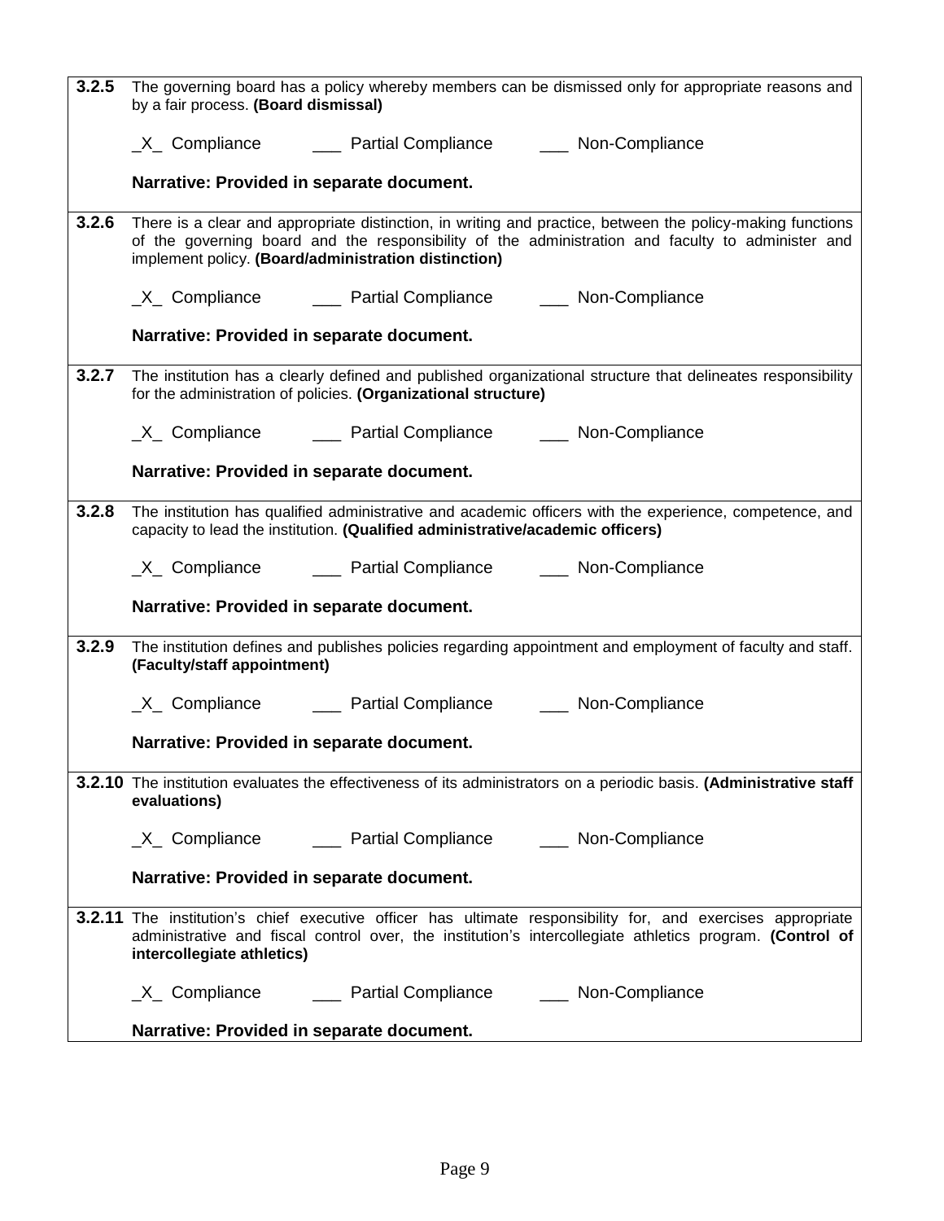| | |
|---|---|
| **3.2.5** | The governing board has a policy whereby members can be dismissed only for appropriate reasons and by a fair process. **(Board dismissal)**<br><br>_X_ Compliance &nbsp;&nbsp;&nbsp; ___ Partial Compliance &nbsp;&nbsp;&nbsp; ___ Non-Compliance<br><br>**Narrative: Provided in separate document.** |
| **3.2.6** | There is a clear and appropriate distinction, in writing and practice, between the policy-making functions of the governing board and the responsibility of the administration and faculty to administer and implement policy. **(Board/administration distinction)**<br><br>_X_ Compliance &nbsp;&nbsp;&nbsp; ___ Partial Compliance &nbsp;&nbsp;&nbsp; ___ Non-Compliance<br><br>**Narrative: Provided in separate document.** |
| **3.2.7** | The institution has a clearly defined and published organizational structure that delineates responsibility for the administration of policies. **(Organizational structure)**<br><br>_X_ Compliance &nbsp;&nbsp;&nbsp; ___ Partial Compliance &nbsp;&nbsp;&nbsp; ___ Non-Compliance<br><br>**Narrative: Provided in separate document.** |
| **3.2.8** | The institution has qualified administrative and academic officers with the experience, competence, and capacity to lead the institution. **(Qualified administrative/academic officers)**<br><br>_X_ Compliance &nbsp;&nbsp;&nbsp; ___ Partial Compliance &nbsp;&nbsp;&nbsp; ___ Non-Compliance<br><br>**Narrative: Provided in separate document.** |
| **3.2.9** | The institution defines and publishes policies regarding appointment and employment of faculty and staff. **(Faculty/staff appointment)**<br><br>_X_ Compliance &nbsp;&nbsp;&nbsp; ___ Partial Compliance &nbsp;&nbsp;&nbsp; ___ Non-Compliance<br><br>**Narrative: Provided in separate document.** |
| **3.2.10** | The institution evaluates the effectiveness of its administrators on a periodic basis. **(Administrative staff evaluations)**<br><br>_X_ Compliance &nbsp;&nbsp;&nbsp; ___ Partial Compliance &nbsp;&nbsp;&nbsp; ___ Non-Compliance<br><br>**Narrative: Provided in separate document.** |
| **3.2.11** | The institution's chief executive officer has ultimate responsibility for, and exercises appropriate administrative and fiscal control over, the institution's intercollegiate athletics program. **(Control of intercollegiate athletics)**<br><br>_X_ Compliance &nbsp;&nbsp;&nbsp; ___ Partial Compliance &nbsp;&nbsp;&nbsp; ___ Non-Compliance<br><br>**Narrative: Provided in separate document.** |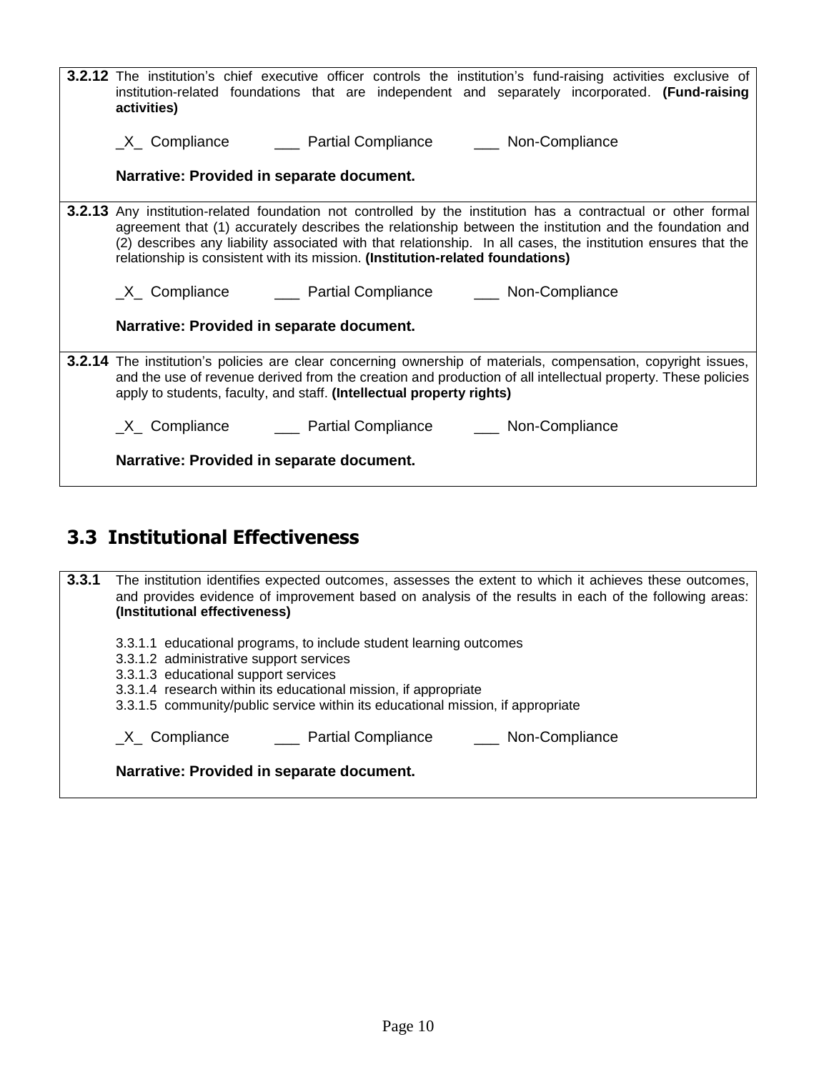**3.2.12** The institution's chief executive officer controls the institution's fund-raising activities exclusive of institution-related foundations that are independent and separately incorporated. **(Fund-raising activities)**

_X_ Compliance ___ Partial Compliance ___ Non-Compliance

**Narrative: Provided in separate document.**

**3.2.13** Any institution-related foundation not controlled by the institution has a contractual or other formal agreement that (1) accurately describes the relationship between the institution and the foundation and (2) describes any liability associated with that relationship. In all cases, the institution ensures that the relationship is consistent with its mission. **(Institution-related foundations)**

_X_ Compliance ___ Partial Compliance ___ Non-Compliance

**Narrative: Provided in separate document.**

**3.2.14** The institution's policies are clear concerning ownership of materials, compensation, copyright issues, and the use of revenue derived from the creation and production of all intellectual property. These policies apply to students, faculty, and staff. **(Intellectual property rights)**

_X_ Compliance ___ Partial Compliance ___ Non-Compliance

**Narrative: Provided in separate document.**

## 3.3 Institutional Effectiveness

**3.3.1** The institution identifies expected outcomes, assesses the extent to which it achieves these outcomes, and provides evidence of improvement based on analysis of the results in each of the following areas: **(Institutional effectiveness)**

3.3.1.1 educational programs, to include student learning outcomes
3.3.1.2 administrative support services
3.3.1.3 educational support services
3.3.1.4 research within its educational mission, if appropriate
3.3.1.5 community/public service within its educational mission, if appropriate

_X_ Compliance ___ Partial Compliance ___ Non-Compliance

**Narrative: Provided in separate document.**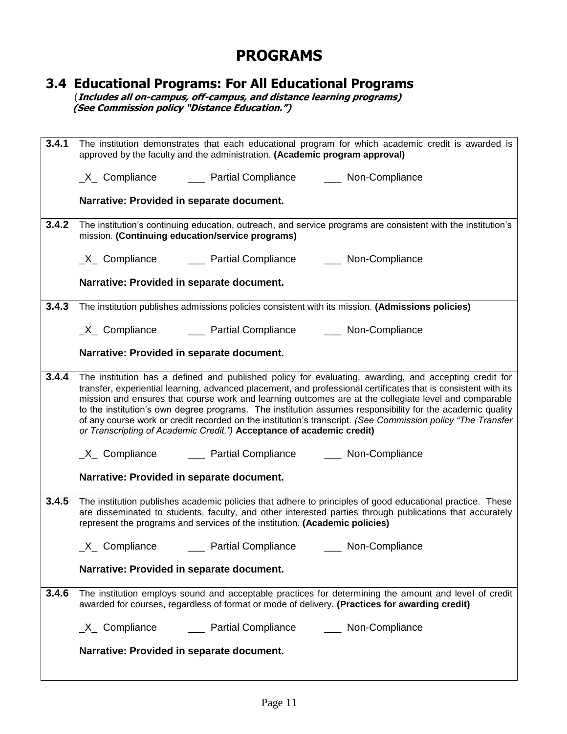# PROGRAMS

## 3.4 Educational Programs: For All Educational Programs

(***Includes all on-campus, off-campus, and distance learning programs)***
***(See Commission policy "Distance Education.")***

**3.4.1** The institution demonstrates that each educational program for which academic credit is awarded is approved by the faculty and the administration. **(Academic program approval)**

_X_ Compliance ___ Partial Compliance ___ Non-Compliance

**Narrative: Provided in separate document.**

**3.4.2** The institution's continuing education, outreach, and service programs are consistent with the institution's mission. **(Continuing education/service programs)**

_X_ Compliance ___ Partial Compliance ___ Non-Compliance

**Narrative: Provided in separate document.**

**3.4.3** The institution publishes admissions policies consistent with its mission. **(Admissions policies)**

_X_ Compliance ___ Partial Compliance ___ Non-Compliance

**Narrative: Provided in separate document.**

**3.4.4** The institution has a defined and published policy for evaluating, awarding, and accepting credit for transfer, experiential learning, advanced placement, and professional certificates that is consistent with its mission and ensures that course work and learning outcomes are at the collegiate level and comparable to the institution's own degree programs. The institution assumes responsibility for the academic quality of any course work or credit recorded on the institution's transcript. *(See Commission policy "The Transfer or Transcripting of Academic Credit.")* **Acceptance of academic credit)**

_X_ Compliance ___ Partial Compliance ___ Non-Compliance

**Narrative: Provided in separate document.**

**3.4.5** The institution publishes academic policies that adhere to principles of good educational practice. These are disseminated to students, faculty, and other interested parties through publications that accurately represent the programs and services of the institution. **(Academic policies)**

_X_ Compliance ___ Partial Compliance ___ Non-Compliance

**Narrative: Provided in separate document.**

**3.4.6** The institution employs sound and acceptable practices for determining the amount and level of credit awarded for courses, regardless of format or mode of delivery. **(Practices for awarding credit)**

_X_ Compliance ___ Partial Compliance ___ Non-Compliance

**Narrative: Provided in separate document.**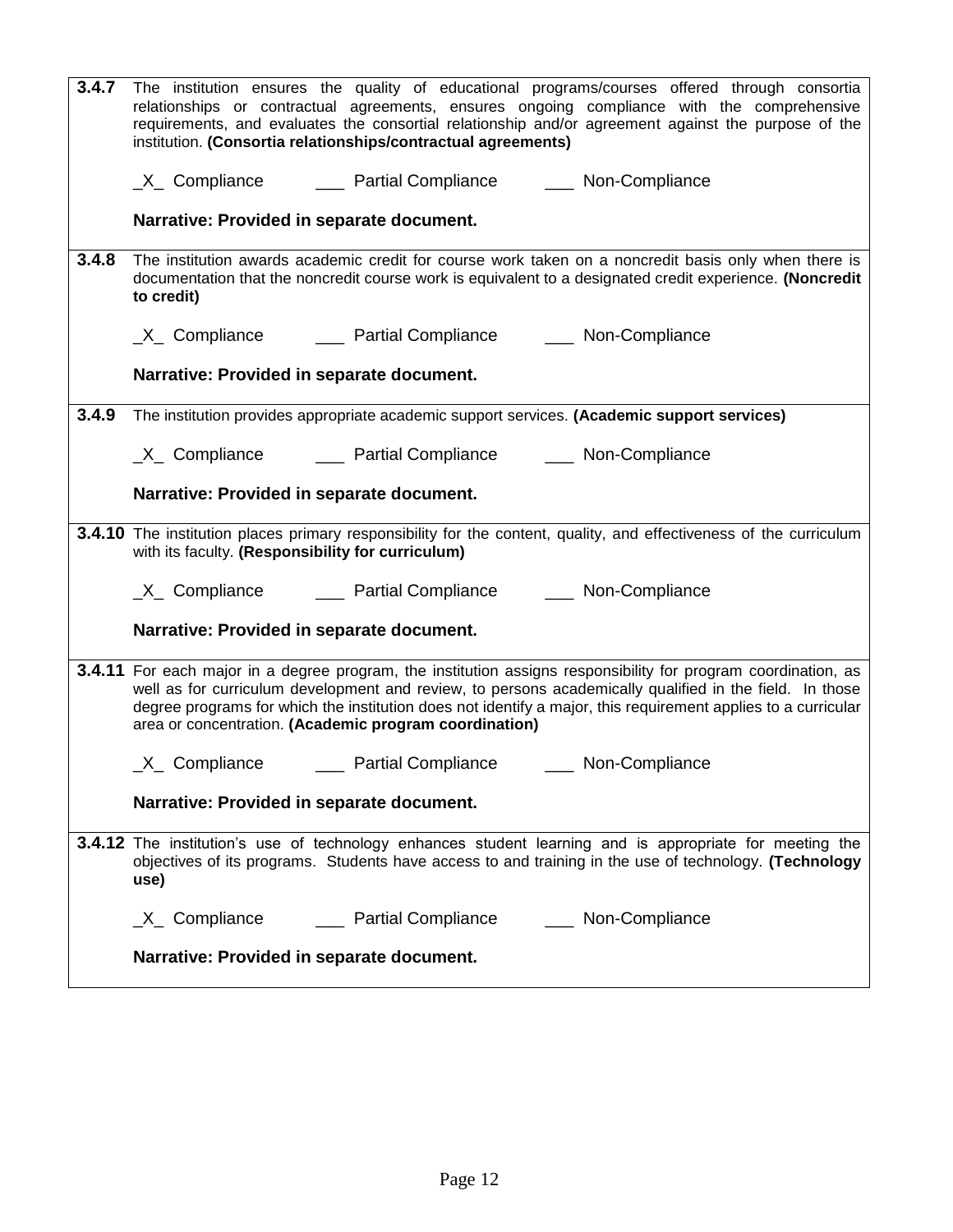**3.4.7** The institution ensures the quality of educational programs/courses offered through consortia relationships or contractual agreements, ensures ongoing compliance with the comprehensive requirements, and evaluates the consortial relationship and/or agreement against the purpose of the institution. **(Consortia relationships/contractual agreements)**

_X_ Compliance ___ Partial Compliance ___ Non-Compliance

**Narrative: Provided in separate document.**

**3.4.8** The institution awards academic credit for course work taken on a noncredit basis only when there is documentation that the noncredit course work is equivalent to a designated credit experience. **(Noncredit to credit)**

_X_ Compliance ___ Partial Compliance ___ Non-Compliance

**Narrative: Provided in separate document.**

**3.4.9** The institution provides appropriate academic support services. **(Academic support services)**

_X_ Compliance ___ Partial Compliance ___ Non-Compliance

**Narrative: Provided in separate document.**

**3.4.10** The institution places primary responsibility for the content, quality, and effectiveness of the curriculum with its faculty. **(Responsibility for curriculum)**

_X_ Compliance ___ Partial Compliance ___ Non-Compliance

**Narrative: Provided in separate document.**

**3.4.11** For each major in a degree program, the institution assigns responsibility for program coordination, as well as for curriculum development and review, to persons academically qualified in the field. In those degree programs for which the institution does not identify a major, this requirement applies to a curricular area or concentration. **(Academic program coordination)**

_X_ Compliance ___ Partial Compliance ___ Non-Compliance

**Narrative: Provided in separate document.**

**3.4.12** The institution's use of technology enhances student learning and is appropriate for meeting the objectives of its programs. Students have access to and training in the use of technology. **(Technology use)**

_X_ Compliance ___ Partial Compliance ___ Non-Compliance

**Narrative: Provided in separate document.**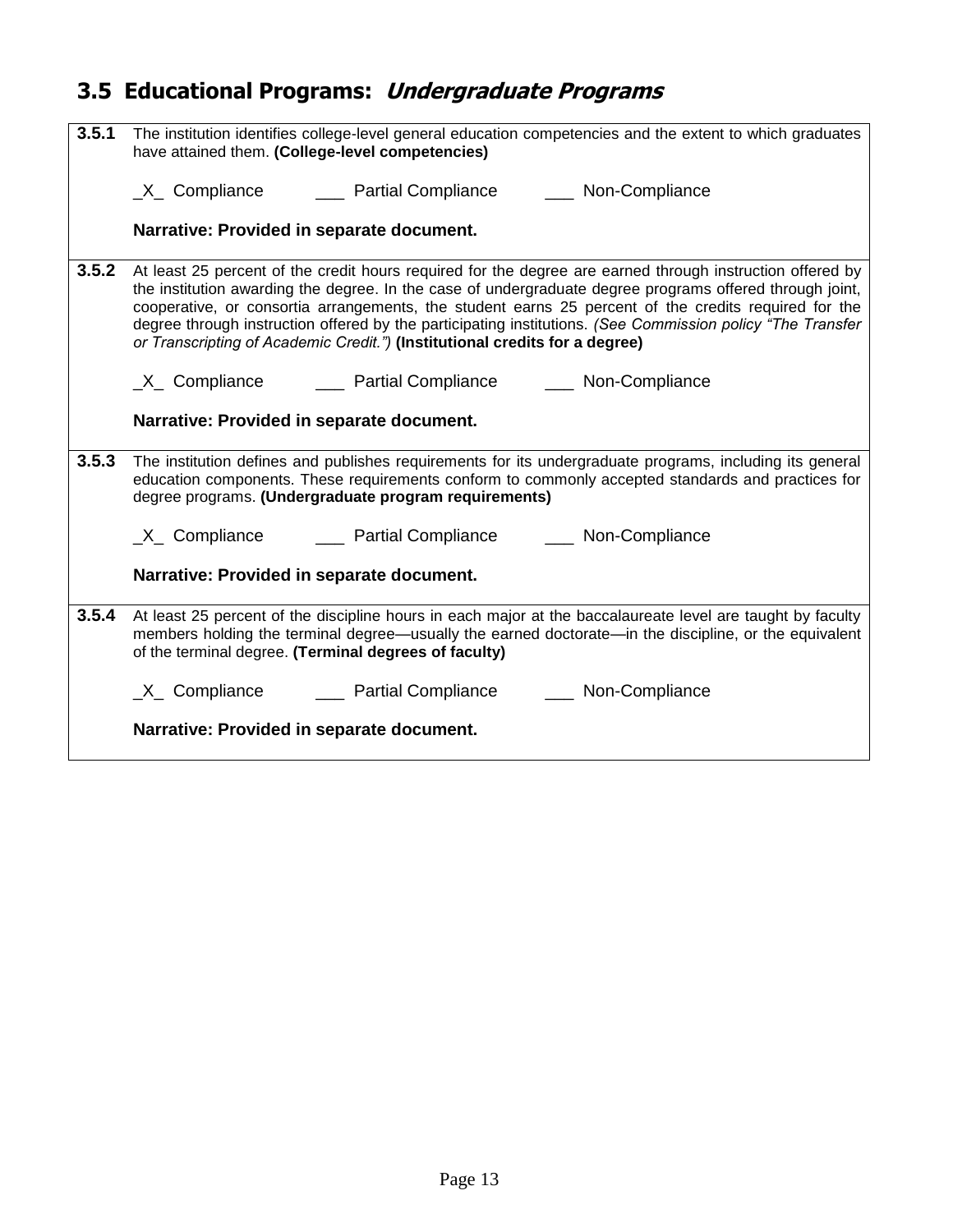## 3.5 Educational Programs: *Undergraduate Programs*

| | |
|---|---|
| **3.5.1** | The institution identifies college-level general education competencies and the extent to which graduates have attained them. **(College-level competencies)**<br><br>_X_ Compliance ___ Partial Compliance ___ Non-Compliance<br><br>**Narrative: Provided in separate document.** |
| **3.5.2** | At least 25 percent of the credit hours required for the degree are earned through instruction offered by the institution awarding the degree. In the case of undergraduate degree programs offered through joint, cooperative, or consortia arrangements, the student earns 25 percent of the credits required for the degree through instruction offered by the participating institutions. *(See Commission policy "The Transfer or Transcripting of Academic Credit.")* **(Institutional credits for a degree)**<br><br>_X_ Compliance ___ Partial Compliance ___ Non-Compliance<br><br>**Narrative: Provided in separate document.** |
| **3.5.3** | The institution defines and publishes requirements for its undergraduate programs, including its general education components. These requirements conform to commonly accepted standards and practices for degree programs. **(Undergraduate program requirements)**<br><br>_X_ Compliance ___ Partial Compliance ___ Non-Compliance<br><br>**Narrative: Provided in separate document.** |
| **3.5.4** | At least 25 percent of the discipline hours in each major at the baccalaureate level are taught by faculty members holding the terminal degree—usually the earned doctorate—in the discipline, or the equivalent of the terminal degree. **(Terminal degrees of faculty)**<br><br>_X_ Compliance ___ Partial Compliance ___ Non-Compliance<br><br>**Narrative: Provided in separate document.** |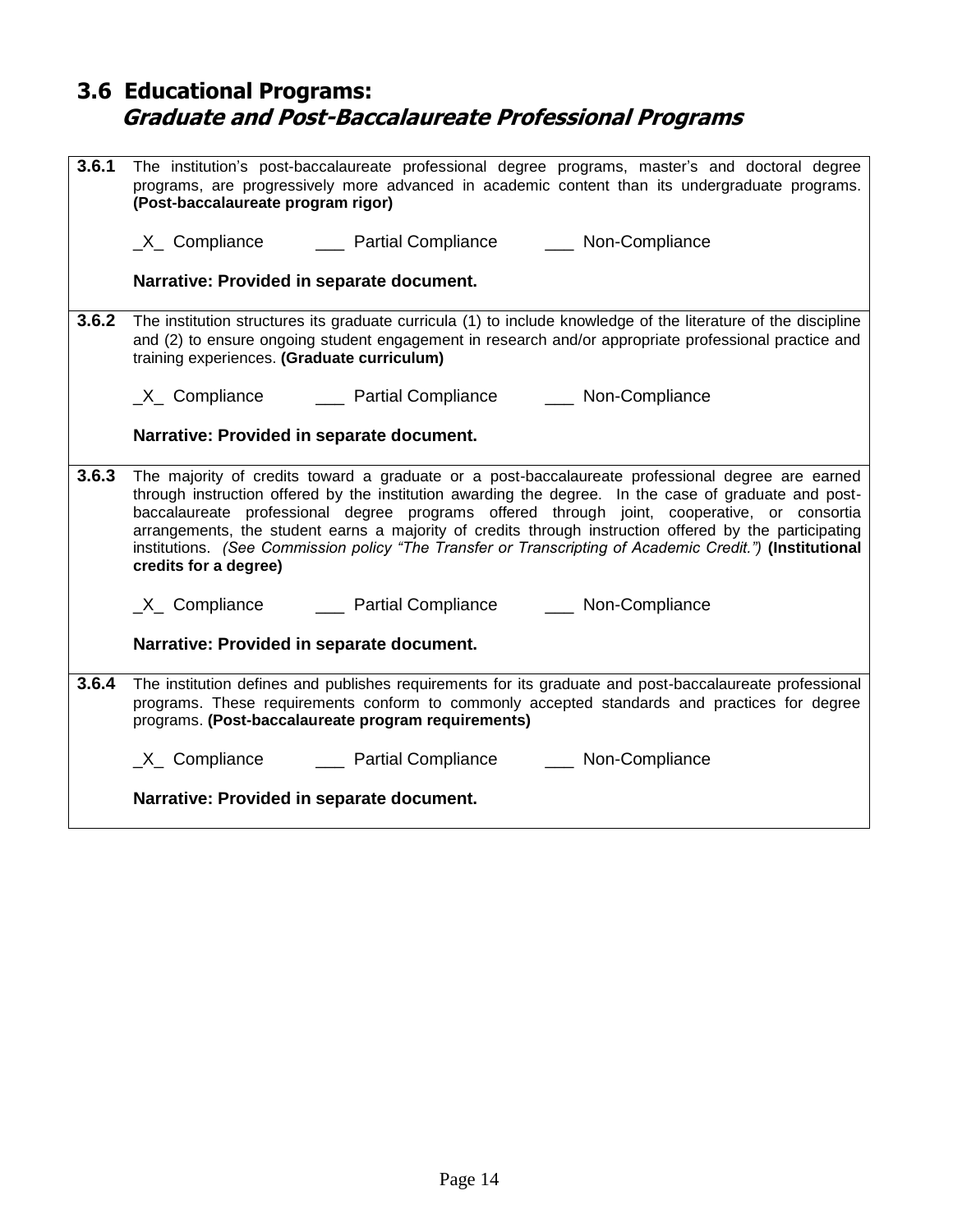## 3.6 Educational Programs:
### *Graduate and Post-Baccalaureate Professional Programs*

| | |
|---|---|
| **3.6.1** | The institution's post-baccalaureate professional degree programs, master's and doctoral degree programs, are progressively more advanced in academic content than its undergraduate programs. **(Post-baccalaureate program rigor)**<br><br>_X_ Compliance ___ Partial Compliance ___ Non-Compliance<br><br>**Narrative: Provided in separate document.** |
| **3.6.2** | The institution structures its graduate curricula (1) to include knowledge of the literature of the discipline and (2) to ensure ongoing student engagement in research and/or appropriate professional practice and training experiences. **(Graduate curriculum)**<br><br>_X_ Compliance ___ Partial Compliance ___ Non-Compliance<br><br>**Narrative: Provided in separate document.** |
| **3.6.3** | The majority of credits toward a graduate or a post-baccalaureate professional degree are earned through instruction offered by the institution awarding the degree. In the case of graduate and post-baccalaureate professional degree programs offered through joint, cooperative, or consortia arrangements, the student earns a majority of credits through instruction offered by the participating institutions. *(See Commission policy "The Transfer or Transcripting of Academic Credit.")* **(Institutional credits for a degree)**<br><br>_X_ Compliance ___ Partial Compliance ___ Non-Compliance<br><br>**Narrative: Provided in separate document.** |
| **3.6.4** | The institution defines and publishes requirements for its graduate and post-baccalaureate professional programs. These requirements conform to commonly accepted standards and practices for degree programs. **(Post-baccalaureate program requirements)**<br><br>_X_ Compliance ___ Partial Compliance ___ Non-Compliance<br><br>**Narrative: Provided in separate document.** |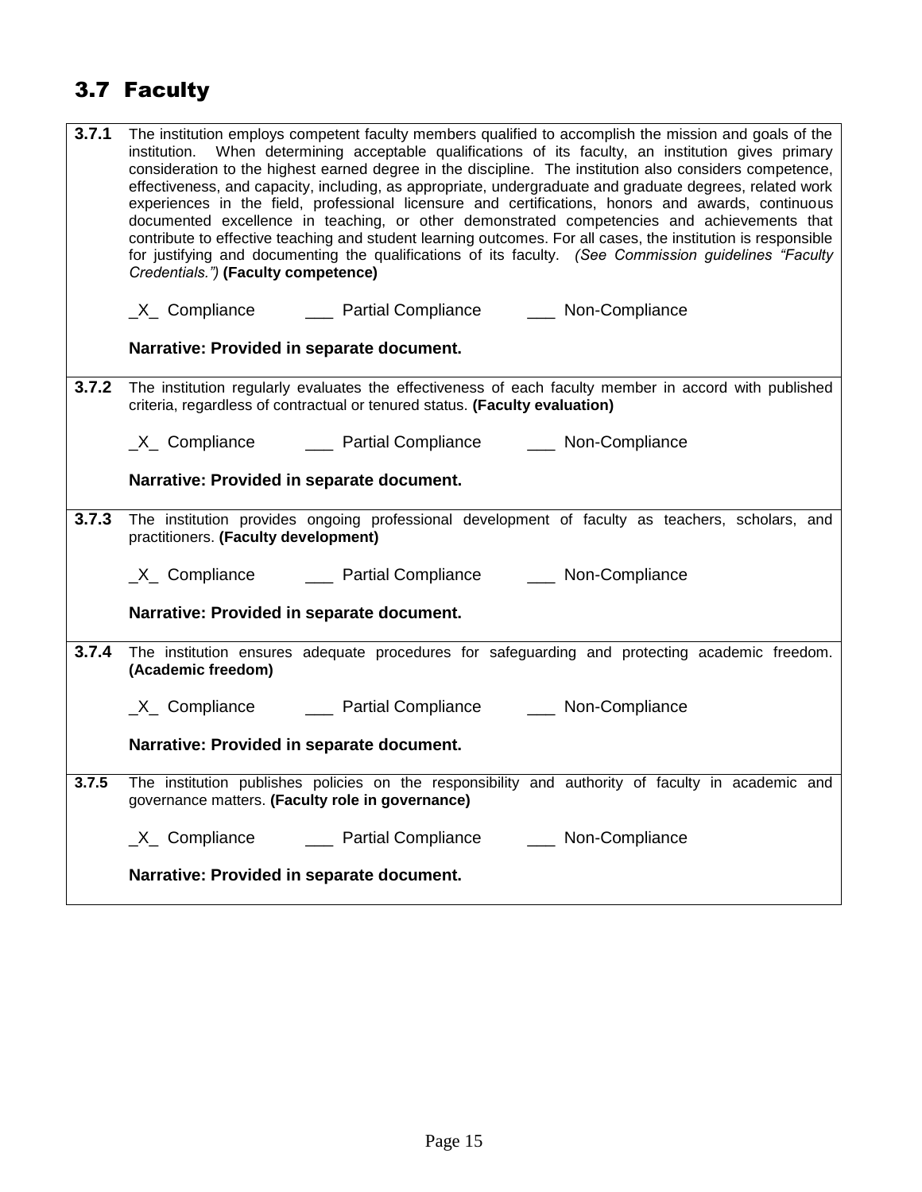## 3.7 Faculty

| | |
|---|---|
| **3.7.1** | The institution employs competent faculty members qualified to accomplish the mission and goals of the institution. When determining acceptable qualifications of its faculty, an institution gives primary consideration to the highest earned degree in the discipline. The institution also considers competence, effectiveness, and capacity, including, as appropriate, undergraduate and graduate degrees, related work experiences in the field, professional licensure and certifications, honors and awards, continuous documented excellence in teaching, or other demonstrated competencies and achievements that contribute to effective teaching and student learning outcomes. For all cases, the institution is responsible for justifying and documenting the qualifications of its faculty. *(See Commission guidelines "Faculty Credentials.")* **(Faculty competence)**<br><br>_X_ Compliance ___ Partial Compliance ___ Non-Compliance<br><br>**Narrative: Provided in separate document.** |
| **3.7.2** | The institution regularly evaluates the effectiveness of each faculty member in accord with published criteria, regardless of contractual or tenured status. **(Faculty evaluation)**<br><br>_X_ Compliance ___ Partial Compliance ___ Non-Compliance<br><br>**Narrative: Provided in separate document.** |
| **3.7.3** | The institution provides ongoing professional development of faculty as teachers, scholars, and practitioners. **(Faculty development)**<br><br>_X_ Compliance ___ Partial Compliance ___ Non-Compliance<br><br>**Narrative: Provided in separate document.** |
| **3.7.4** | The institution ensures adequate procedures for safeguarding and protecting academic freedom. **(Academic freedom)**<br><br>_X_ Compliance ___ Partial Compliance ___ Non-Compliance<br><br>**Narrative: Provided in separate document.** |
| **3.7.5** | The institution publishes policies on the responsibility and authority of faculty in academic and governance matters. **(Faculty role in governance)**<br><br>_X_ Compliance ___ Partial Compliance ___ Non-Compliance<br><br>**Narrative: Provided in separate document.** |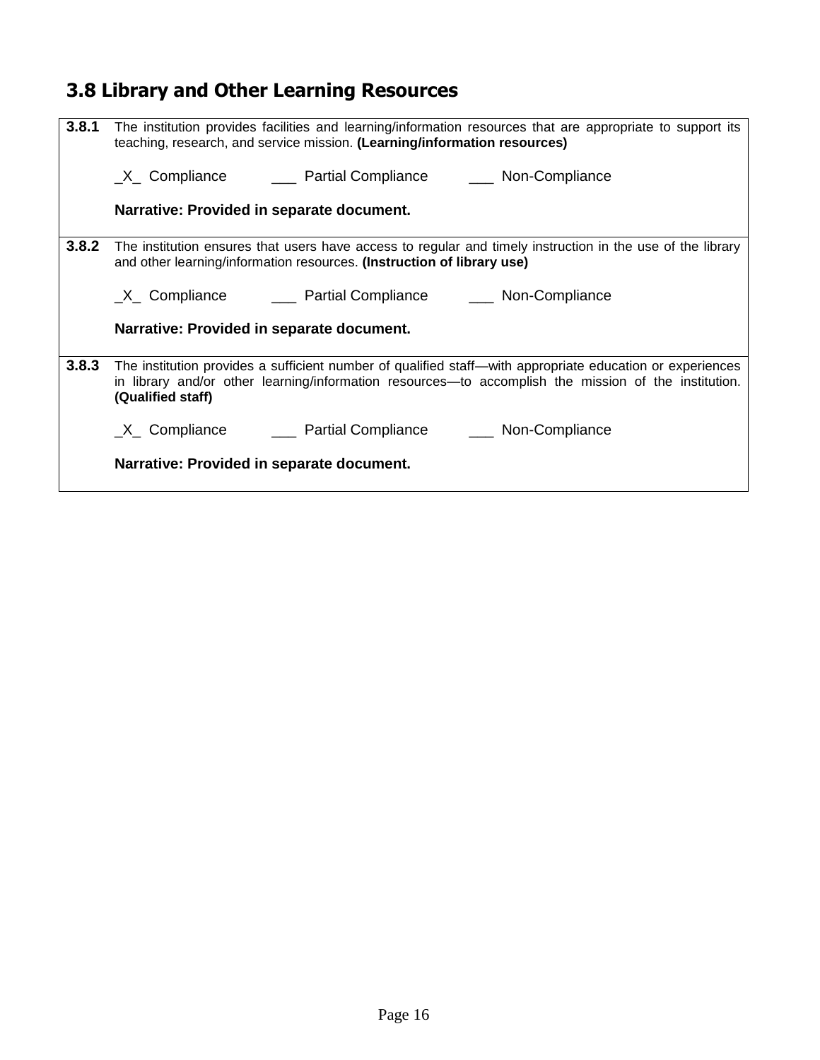## 3.8 Library and Other Learning Resources

| | |
|---|---|
| **3.8.1** | The institution provides facilities and learning/information resources that are appropriate to support its teaching, research, and service mission. **(Learning/information resources)**<br><br>_X_ Compliance ___ Partial Compliance ___ Non-Compliance<br><br>**Narrative: Provided in separate document.** |
| **3.8.2** | The institution ensures that users have access to regular and timely instruction in the use of the library and other learning/information resources. **(Instruction of library use)**<br><br>_X_ Compliance ___ Partial Compliance ___ Non-Compliance<br><br>**Narrative: Provided in separate document.** |
| **3.8.3** | The institution provides a sufficient number of qualified staff—with appropriate education or experiences in library and/or other learning/information resources—to accomplish the mission of the institution. **(Qualified staff)**<br><br>_X_ Compliance ___ Partial Compliance ___ Non-Compliance<br><br>**Narrative: Provided in separate document.** |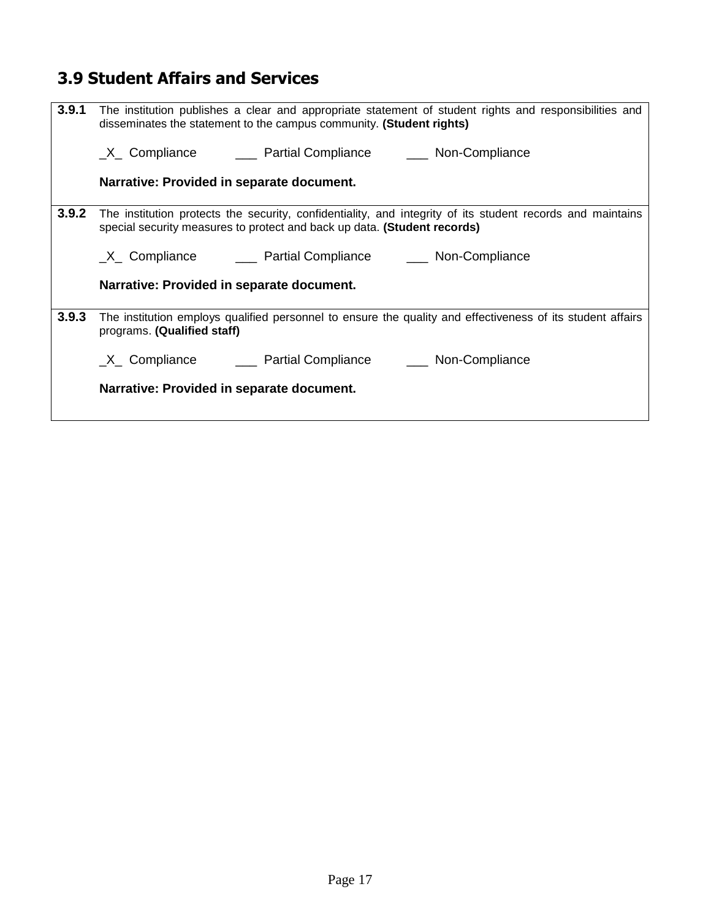## 3.9 Student Affairs and Services

| | |
|---|---|
| **3.9.1** | The institution publishes a clear and appropriate statement of student rights and responsibilities and disseminates the statement to the campus community. **(Student rights)**<br><br>_X_ Compliance ___ Partial Compliance ___ Non-Compliance<br><br>**Narrative: Provided in separate document.** |
| **3.9.2** | The institution protects the security, confidentiality, and integrity of its student records and maintains special security measures to protect and back up data. **(Student records)**<br><br>_X_ Compliance ___ Partial Compliance ___ Non-Compliance<br><br>**Narrative: Provided in separate document.** |
| **3.9.3** | The institution employs qualified personnel to ensure the quality and effectiveness of its student affairs programs. **(Qualified staff)**<br><br>_X_ Compliance ___ Partial Compliance ___ Non-Compliance<br><br>**Narrative: Provided in separate document.** |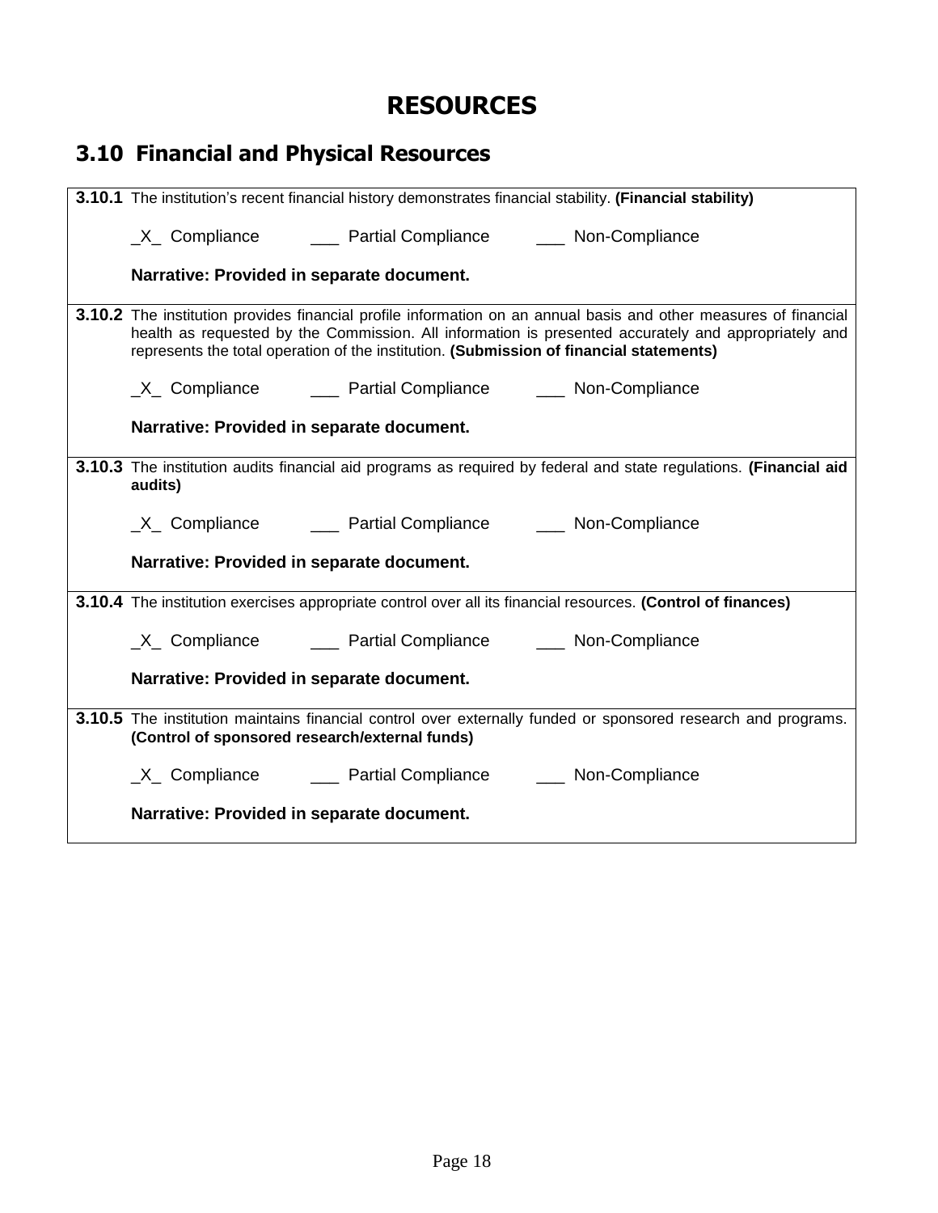# RESOURCES

## 3.10 Financial and Physical Resources

**3.10.1** The institution's recent financial history demonstrates financial stability. **(Financial stability)**

_X_ Compliance ___ Partial Compliance ___ Non-Compliance

**Narrative: Provided in separate document.**

**3.10.2** The institution provides financial profile information on an annual basis and other measures of financial health as requested by the Commission. All information is presented accurately and appropriately and represents the total operation of the institution. **(Submission of financial statements)**

_X_ Compliance ___ Partial Compliance ___ Non-Compliance

**Narrative: Provided in separate document.**

**3.10.3** The institution audits financial aid programs as required by federal and state regulations. **(Financial aid audits)**

_X_ Compliance ___ Partial Compliance ___ Non-Compliance

**Narrative: Provided in separate document.**

**3.10.4** The institution exercises appropriate control over all its financial resources. **(Control of finances)**

_X_ Compliance ___ Partial Compliance ___ Non-Compliance

**Narrative: Provided in separate document.**

**3.10.5** The institution maintains financial control over externally funded or sponsored research and programs. **(Control of sponsored research/external funds)**

_X_ Compliance ___ Partial Compliance ___ Non-Compliance

**Narrative: Provided in separate document.**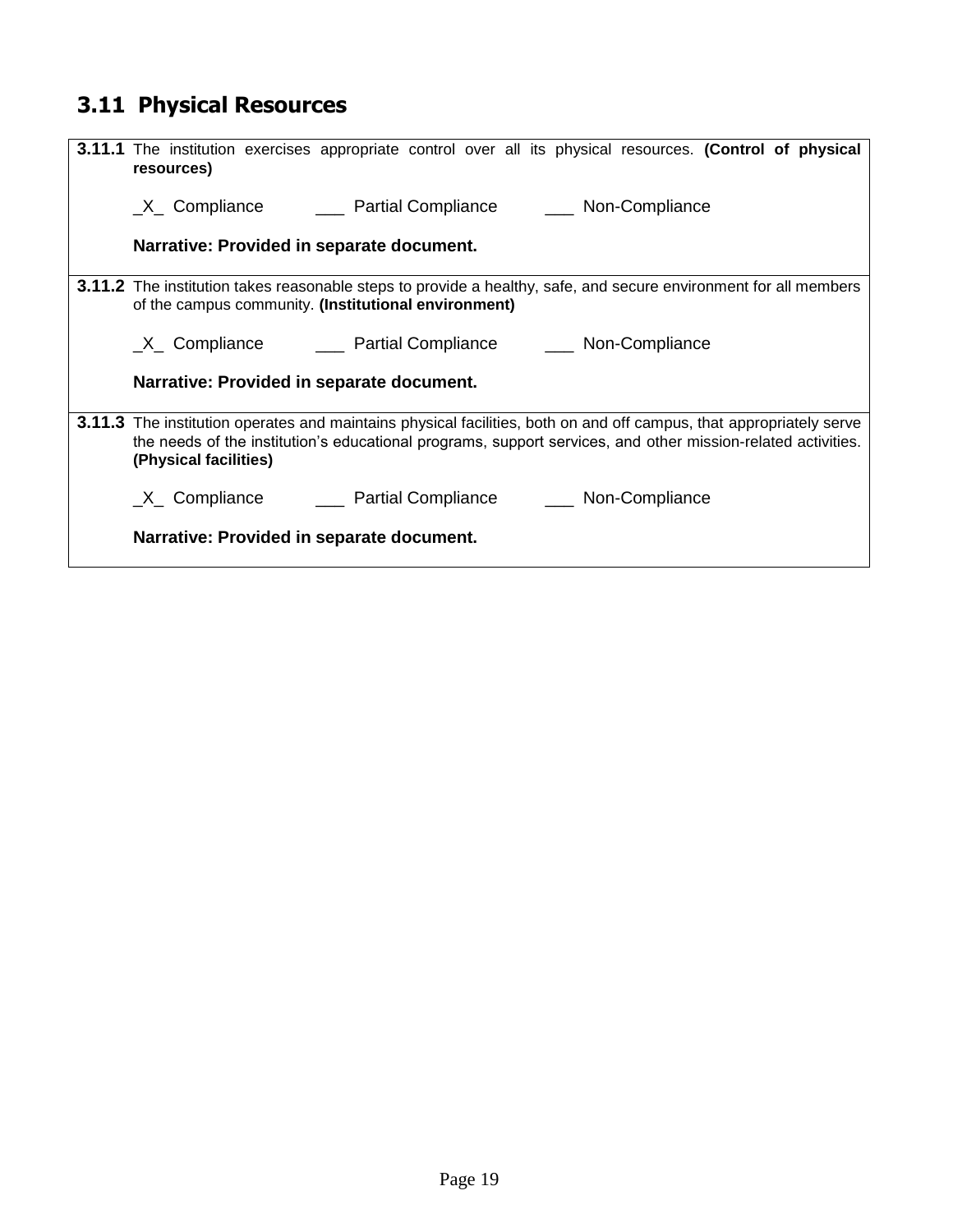## 3.11 Physical Resources

**3.11.1** The institution exercises appropriate control over all its physical resources. **(Control of physical resources)**

_X_ Compliance ___ Partial Compliance ___ Non-Compliance

**Narrative: Provided in separate document.**

**3.11.2** The institution takes reasonable steps to provide a healthy, safe, and secure environment for all members of the campus community. **(Institutional environment)**

_X_ Compliance ___ Partial Compliance ___ Non-Compliance

**Narrative: Provided in separate document.**

**3.11.3** The institution operates and maintains physical facilities, both on and off campus, that appropriately serve the needs of the institution's educational programs, support services, and other mission-related activities. **(Physical facilities)**

_X_ Compliance ___ Partial Compliance ___ Non-Compliance

**Narrative: Provided in separate document.**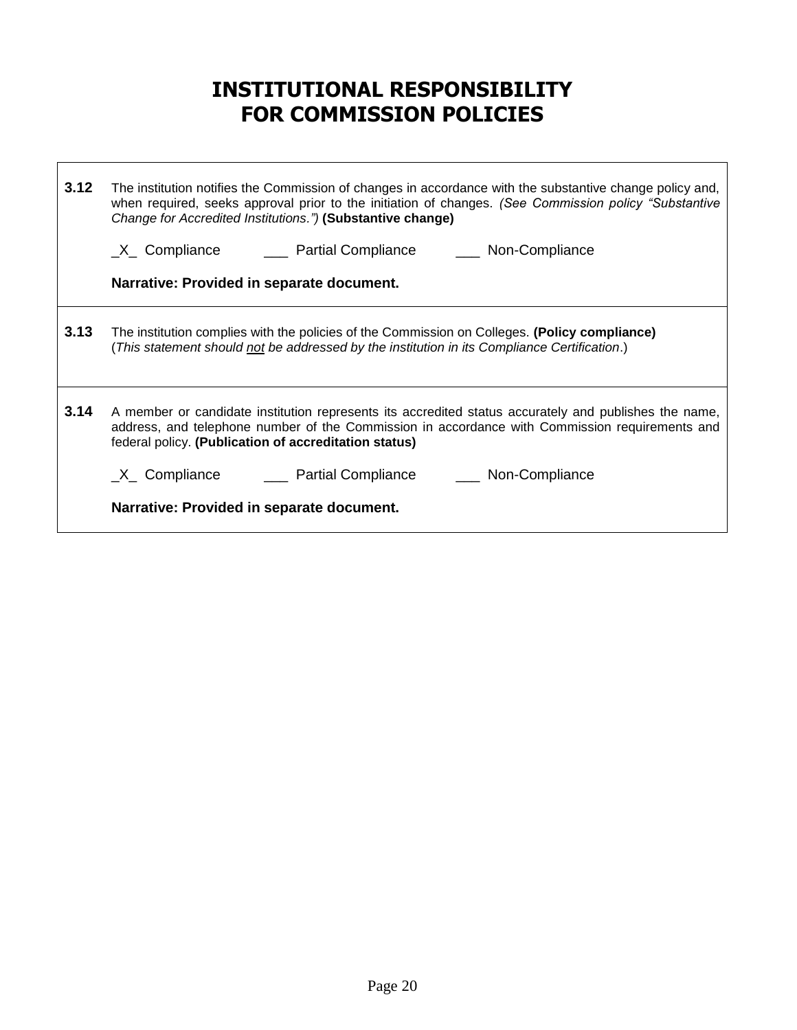# INSTITUTIONAL RESPONSIBILITY FOR COMMISSION POLICIES

**3.12** The institution notifies the Commission of changes in accordance with the substantive change policy and, when required, seeks approval prior to the initiation of changes. *(See Commission policy "Substantive Change for Accredited Institutions.")* **(Substantive change)**

_X_ Compliance ___ Partial Compliance ___ Non-Compliance

**Narrative: Provided in separate document.**

**3.13** The institution complies with the policies of the Commission on Colleges. **(Policy compliance)** (*This statement should not be addressed by the institution in its Compliance Certification*.)

**3.14** A member or candidate institution represents its accredited status accurately and publishes the name, address, and telephone number of the Commission in accordance with Commission requirements and federal policy. **(Publication of accreditation status)**

_X_ Compliance ___ Partial Compliance ___ Non-Compliance

**Narrative: Provided in separate document.**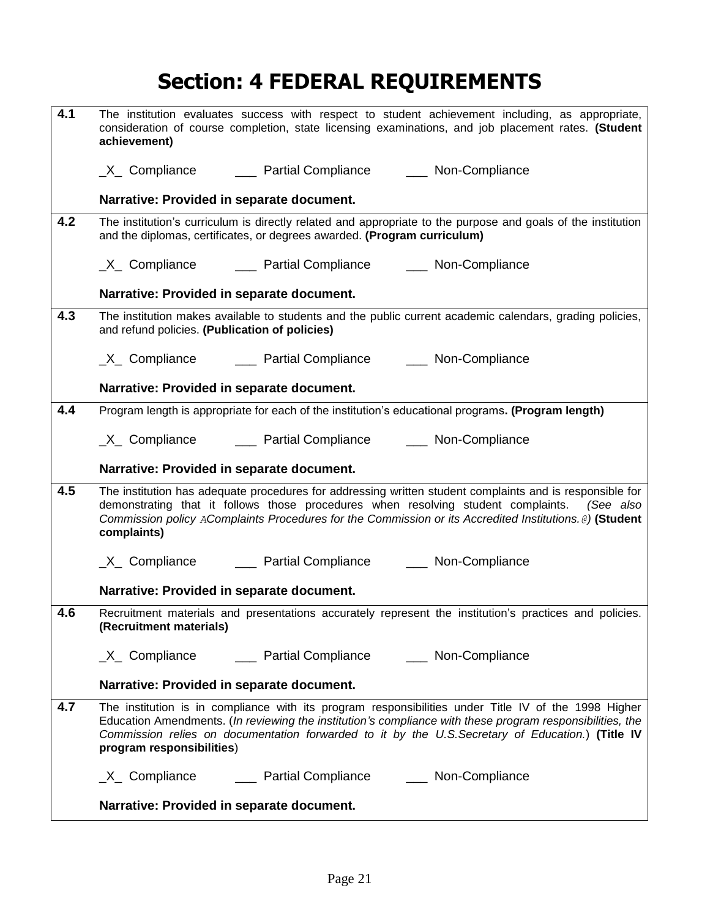# Section: 4 FEDERAL REQUIREMENTS

| | |
|---|---|
| **4.1** | The institution evaluates success with respect to student achievement including, as appropriate, consideration of course completion, state licensing examinations, and job placement rates. **(Student achievement)**<br><br>_X_ Compliance ___ Partial Compliance ___ Non-Compliance<br><br>**Narrative: Provided in separate document.** |
| **4.2** | The institution's curriculum is directly related and appropriate to the purpose and goals of the institution and the diplomas, certificates, or degrees awarded. **(Program curriculum)**<br><br>_X_ Compliance ___ Partial Compliance ___ Non-Compliance<br><br>**Narrative: Provided in separate document.** |
| **4.3** | The institution makes available to students and the public current academic calendars, grading policies, and refund policies. **(Publication of policies)**<br><br>_X_ Compliance ___ Partial Compliance ___ Non-Compliance<br><br>**Narrative: Provided in separate document.** |
| **4.4** | Program length is appropriate for each of the institution's educational programs**. (Program length)**<br><br>_X_ Compliance ___ Partial Compliance ___ Non-Compliance<br><br>**Narrative: Provided in separate document.** |
| **4.5** | The institution has adequate procedures for addressing written student complaints and is responsible for demonstrating that it follows those procedures when resolving student complaints. *(See also Commission policy ΆComplaints Procedures for the Commission or its Accredited Institutions.@)* **(Student complaints)**<br><br>_X_ Compliance ___ Partial Compliance ___ Non-Compliance<br><br>**Narrative: Provided in separate document.** |
| **4.6** | Recruitment materials and presentations accurately represent the institution's practices and policies. **(Recruitment materials)**<br><br>_X_ Compliance ___ Partial Compliance ___ Non-Compliance<br><br>**Narrative: Provided in separate document.** |
| **4.7** | The institution is in compliance with its program responsibilities under Title IV of the 1998 Higher Education Amendments. (*In reviewing the institution's compliance with these program responsibilities, the Commission relies on documentation forwarded to it by the U.S.Secretary of Education.*) **(Title IV program responsibilities**)<br><br>_X_ Compliance ___ Partial Compliance ___ Non-Compliance<br><br>**Narrative: Provided in separate document.** |